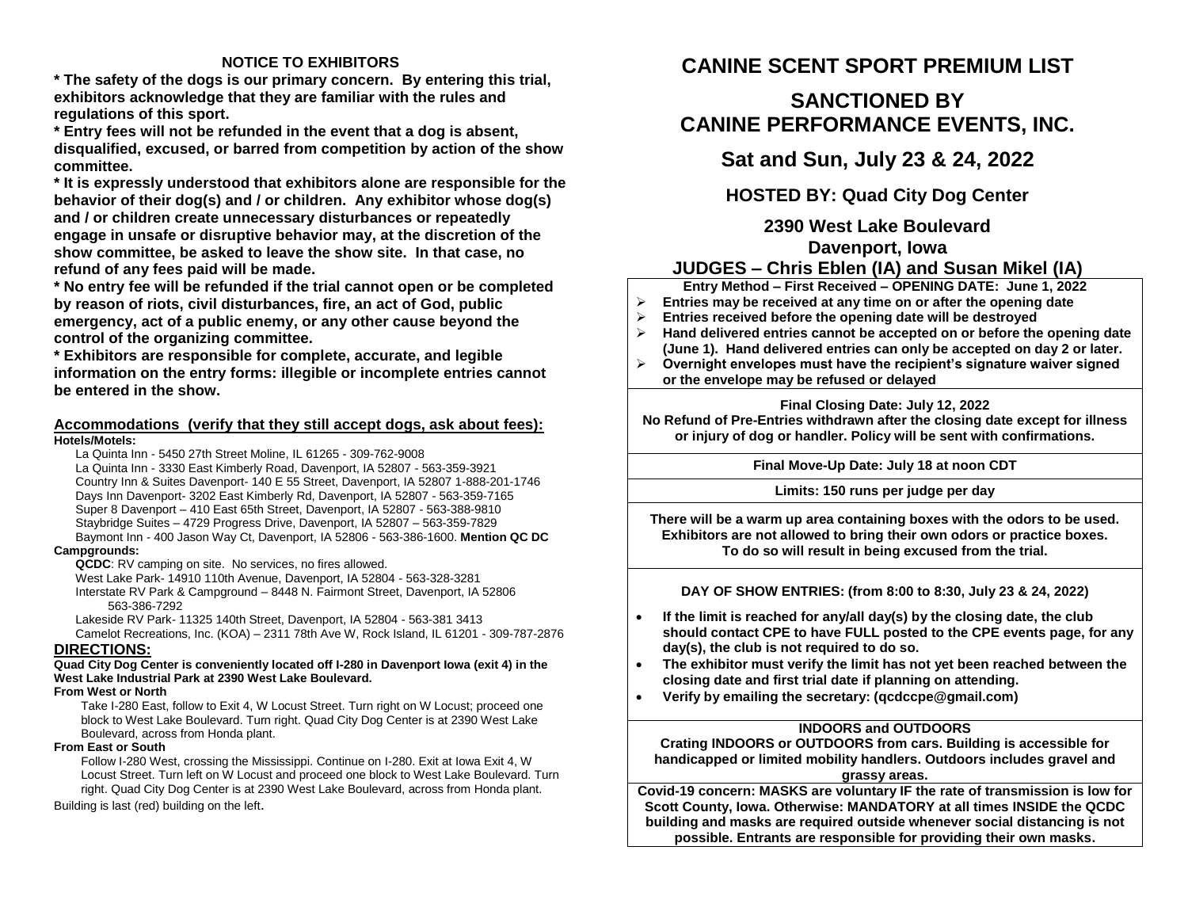## NOTICE TO EXHIBITORS

**\* The safety of the dogs is our primary concern. By entering this trial, exhibitors acknowledge that they are familiar with the rules and regulations of this sport.**

**\* Entry fees will not be refunded in the event that a dog is absent, disqualified, excused, or barred from competition by action of the show committee.**

**\* It is expressly understood that exhibitors alone are responsible for the behavior of their dog(s) and / or children. Any exhibitor whose dog(s) and / or children create unnecessary disturbances or repeatedly engage in unsafe or disruptive behavior may, at the discretion of the show committee, be asked to leave the show site. In that case, no refund of any fees paid will be made.**

**\* No entry fee will be refunded if the trial cannot open or be completed by reason of riots, civil disturbances, fire, an act of God, public emergency, act of a public enemy, or any other cause beyond the control of the organizing committee.**

**\* Exhibitors are responsible for complete, accurate, and legible information on the entry forms: illegible or incomplete entries cannot be entered in the show.**

### Accommodations (verify that they still accept dogs, ask about fees):

**Hotels/Motels:**

- La Quinta Inn - 5450 27th Street Moline, IL 61265 - 309-762-9008
- La Quinta Inn - 3330 East Kimberly Road, Davenport, IA 52807 - 563-359-3921
- Country Inn & Suites Davenport- 140 E 55 Street, Davenport, IA 52807 1-888-201-1746
- Days Inn Davenport- 3202 East Kimberly Rd, Davenport, IA 52807 - 563-359-7165
- Super 8 Davenport – 410 East 65th Street, Davenport, IA 52807 - 563-388-9810
- Staybridge Suites – 4729 Progress Drive, Davenport, IA 52807 – 563-359-7829
- Baymont Inn - 400 Jason Way Ct, Davenport, IA 52806 - 563-386-1600. **Mention QC DC**

**Campgrounds:**

- **QCDC**: RV camping on site. No services, no fires allowed.
- West Lake Park- 14910 110th Avenue, Davenport, IA 52804 - 563-328-3281
- Interstate RV Park & Campground – 8448 N. Fairmont Street, Davenport, IA 52806 563-386-7292
- Lakeside RV Park- 11325 140th Street, Davenport, IA 52804 - 563-381 3413
- Camelot Recreations, Inc. (KOA) – 2311 78th Ave W, Rock Island, IL 61201 - 309-787-2876

### DIRECTIONS:

**Quad City Dog Center is conveniently located off I-280 in Davenport Iowa (exit 4) in the West Lake Industrial Park at 2390 West Lake Boulevard.**

**From West or North**

Take I-280 East, follow to Exit 4, W Locust Street. Turn right on W Locust; proceed one block to West Lake Boulevard. Turn right. Quad City Dog Center is at 2390 West Lake Boulevard, across from Honda plant.

**From East or South**

Follow I-280 West, crossing the Mississippi. Continue on I-280. Exit at Iowa Exit 4, W Locust Street. Turn left on W Locust and proceed one block to West Lake Boulevard. Turn right. Quad City Dog Center is at 2390 West Lake Boulevard, across from Honda plant.

Building is last (red) building on the left.

# CANINE SCENT SPORT PREMIUM LIST

## SANCTIONED BY CANINE PERFORMANCE EVENTS, INC.

## Sat and Sun, July 23 & 24, 2022

### HOSTED BY: Quad City Dog Center

### 2390 West Lake Boulevard
### Davenport, Iowa
### JUDGES – Chris Eblen (IA) and Susan Mikel (IA)

**Entry Method – First Received – OPENING DATE: June 1, 2022**

- **Entries may be received at any time on or after the opening date**
- **Entries received before the opening date will be destroyed**
- **Hand delivered entries cannot be accepted on or before the opening date (June 1). Hand delivered entries can only be accepted on day 2 or later.**
- **Overnight envelopes must have the recipient's signature waiver signed or the envelope may be refused or delayed**

**Final Closing Date: July 12, 2022**
**No Refund of Pre-Entries withdrawn after the closing date except for illness or injury of dog or handler. Policy will be sent with confirmations.**

**Final Move-Up Date: July 18 at noon CDT**

**Limits: 150 runs per judge per day**

**There will be a warm up area containing boxes with the odors to be used. Exhibitors are not allowed to bring their own odors or practice boxes. To do so will result in being excused from the trial.**

**DAY OF SHOW ENTRIES: (from 8:00 to 8:30, July 23 & 24, 2022)**

- **If the limit is reached for any/all day(s) by the closing date, the club should contact CPE to have FULL posted to the CPE events page, for any day(s), the club is not required to do so.**
- **The exhibitor must verify the limit has not yet been reached between the closing date and first trial date if planning on attending.**
- **Verify by emailing the secretary: (qcdccpe@gmail.com)**

**INDOORS and OUTDOORS**
**Crating INDOORS or OUTDOORS from cars. Building is accessible for handicapped or limited mobility handlers. Outdoors includes gravel and grassy areas.**

**Covid-19 concern: MASKS are voluntary IF the rate of transmission is low for Scott County, Iowa. Otherwise: MANDATORY at all times INSIDE the QCDC building and masks are required outside whenever social distancing is not possible. Entrants are responsible for providing their own masks.**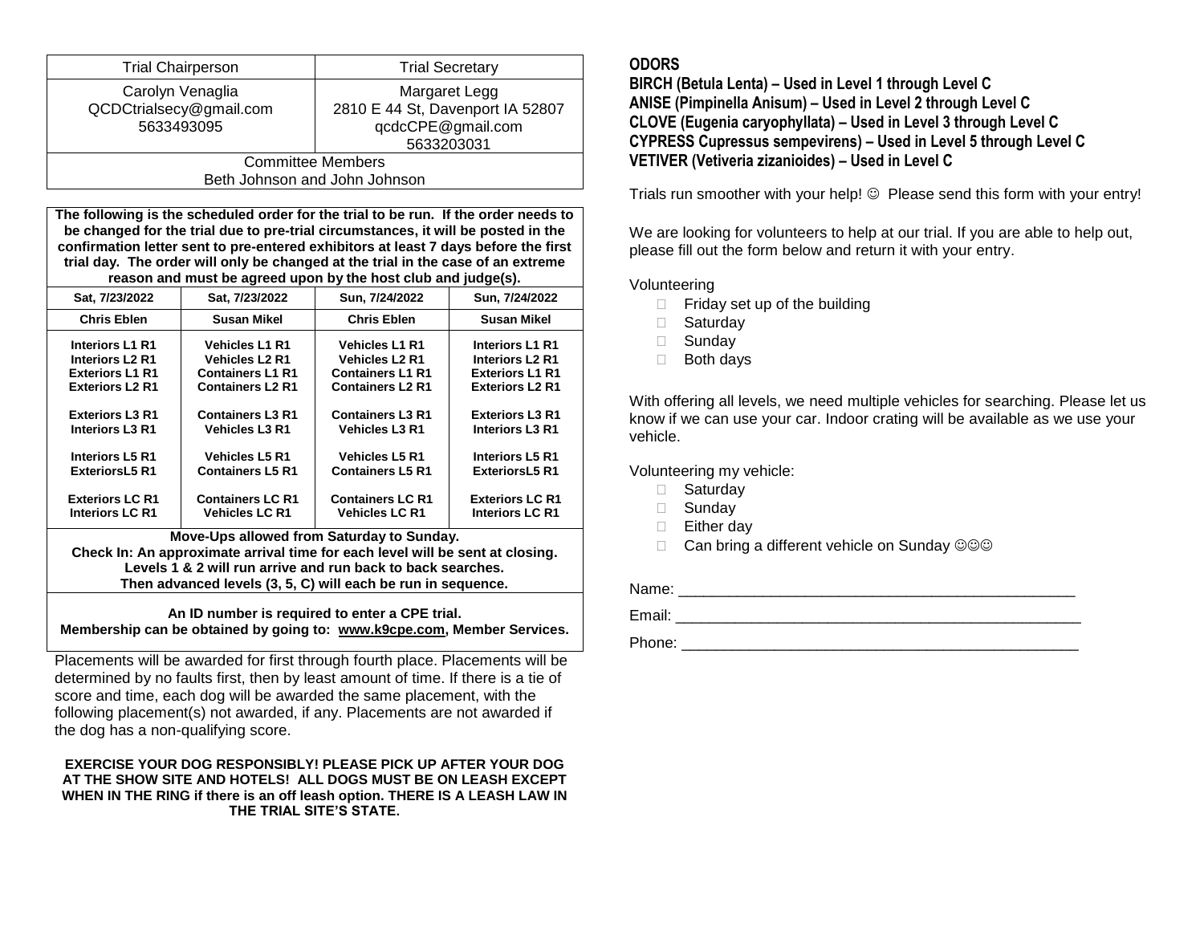| Trial Chairperson | Trial Secretary |
| --- | --- |
| Carolyn Venaglia<br>QCDCtrialsecy@gmail.com<br>5633493095 | Margaret Legg<br>2810 E 44 St, Davenport IA 52807<br>qcdcCPE@gmail.com<br>5633203031 |
| Committee Members<br>Beth Johnson and John Johnson | |

**The following is the scheduled order for the trial to be run. If the order needs to be changed for the trial due to pre-trial circumstances, it will be posted in the confirmation letter sent to pre-entered exhibitors at least 7 days before the first trial day. The order will only be changed at the trial in the case of an extreme reason and must be agreed upon by the host club and judge(s).**

| Sat, 7/23/2022 | Sat, 7/23/2022 | Sun, 7/24/2022 | Sun, 7/24/2022 |
| --- | --- | --- | --- |
| **Chris Eblen** | **Susan Mikel** | **Chris Eblen** | **Susan Mikel** |
| Interiors L1 R1<br>Interiors L2 R1<br>Exteriors L1 R1<br>Exteriors L2 R1 | Vehicles L1 R1<br>Vehicles L2 R1<br>Containers L1 R1<br>Containers L2 R1 | Vehicles L1 R1<br>Vehicles L2 R1<br>Containers L1 R1<br>Containers L2 R1 | Interiors L1 R1<br>Interiors L2 R1<br>Exteriors L1 R1<br>Exteriors L2 R1 |
| Exteriors L3 R1<br>Interiors L3 R1 | Containers L3 R1<br>Vehicles L3 R1 | Containers L3 R1<br>Vehicles L3 R1 | Exteriors L3 R1<br>Interiors L3 R1 |
| Interiors L5 R1<br>ExteriorsL5 R1 | Vehicles L5 R1<br>Containers L5 R1 | Vehicles L5 R1<br>Containers L5 R1 | Interiors L5 R1<br>ExteriorsL5 R1 |
| Exteriors LC R1<br>Interiors LC R1 | Containers LC R1<br>Vehicles LC R1 | Containers LC R1<br>Vehicles LC R1 | Exteriors LC R1<br>Interiors LC R1 |

**Move-Ups allowed from Saturday to Sunday.**
**Check In: An approximate arrival time for each level will be sent at closing.**
**Levels 1 & 2 will run arrive and run back to back searches.**
**Then advanced levels (3, 5, C) will each be run in sequence.**

**An ID number is required to enter a CPE trial.**
**Membership can be obtained by going to: www.k9cpe.com, Member Services.**

Placements will be awarded for first through fourth place. Placements will be determined by no faults first, then by least amount of time. If there is a tie of score and time, each dog will be awarded the same placement, with the following placement(s) not awarded, if any. Placements are not awarded if the dog has a non-qualifying score.

**EXERCISE YOUR DOG RESPONSIBLY! PLEASE PICK UP AFTER YOUR DOG AT THE SHOW SITE AND HOTELS! ALL DOGS MUST BE ON LEASH EXCEPT WHEN IN THE RING if there is an off leash option. THERE IS A LEASH LAW IN THE TRIAL SITE'S STATE.**

**ODORS**
**BIRCH (Betula Lenta) – Used in Level 1 through Level C**
**ANISE (Pimpinella Anisum) – Used in Level 2 through Level C**
**CLOVE (Eugenia caryophyllata) – Used in Level 3 through Level C**
**CYPRESS Cupressus sempevirens) – Used in Level 5 through Level C**
**VETIVER (Vetiveria zizanioides) – Used in Level C**

Trials run smoother with your help! ☺ Please send this form with your entry!

We are looking for volunteers to help at our trial. If you are able to help out, please fill out the form below and return it with your entry.

Volunteering

- ☐ Friday set up of the building
- ☐ Saturday
- ☐ Sunday
- ☐ Both days

With offering all levels, we need multiple vehicles for searching. Please let us know if we can use your car. Indoor crating will be available as we use your vehicle.

Volunteering my vehicle:

- ☐ Saturday
- ☐ Sunday
- ☐ Either day
- ☐ Can bring a different vehicle on Sunday ☺☺☺

Name: _______________________________________________

Email: _______________________________________________

Phone: _______________________________________________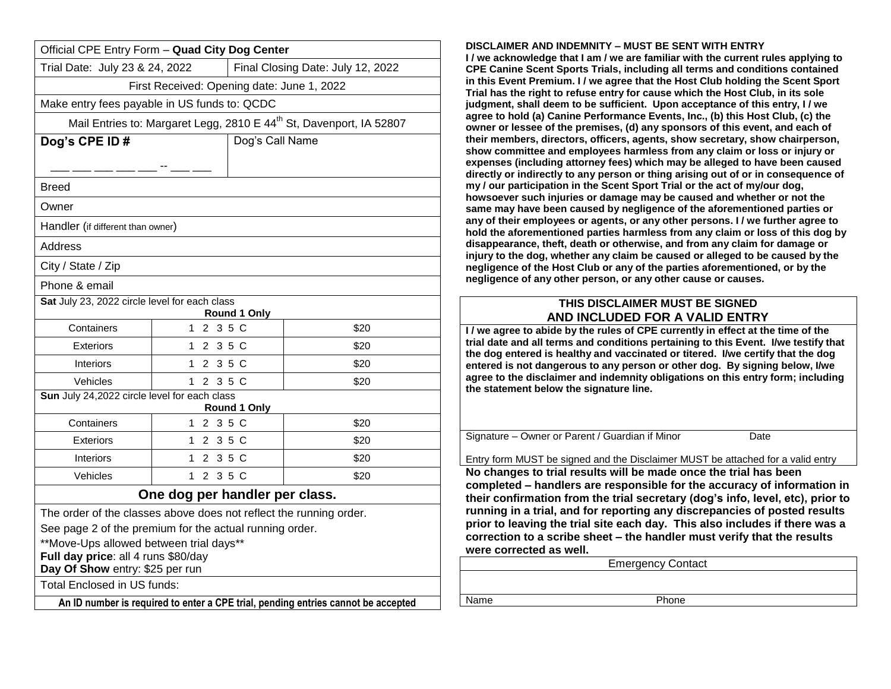| Official CPE Entry Form – **Quad City Dog Center** | | |
|---|---|---|
| Trial Date: July 23 & 24, 2022 | Final Closing Date: July 12, 2022 | |
| First Received: Opening date: June 1, 2022 | | |
| Make entry fees payable in US funds to: QCDC | | |
| Mail Entries to: Margaret Legg, 2810 E 44th St, Davenport, IA 52807 | | |
| **Dog's CPE ID #** ___ ___ ___ ___ ___ -- ___ ___ | Dog's Call Name | |
| Breed | | |
| Owner | | |
| Handler (if different than owner) | | |
| Address | | |
| City / State / Zip | | |
| Phone & email | | |
| **Sat** July 23, 2022 circle level for each class **Round 1 Only** | | |
| Containers | 1 2 3 5 C | $20 |
| Exteriors | 1 2 3 5 C | $20 |
| Interiors | 1 2 3 5 C | $20 |
| Vehicles | 1 2 3 5 C | $20 |
| **Sun** July 24,2022 circle level for each class **Round 1 Only** | | |
| Containers | 1 2 3 5 C | $20 |
| Exteriors | 1 2 3 5 C | $20 |
| Interiors | 1 2 3 5 C | $20 |
| Vehicles | 1 2 3 5 C | $20 |

## One dog per handler per class.

The order of the classes above does not reflect the running order.

See page 2 of the premium for the actual running order.

**Move-Ups allowed between trial days**

**Full day price**: all 4 runs $80/day

**Day Of Show** entry: $25 per run

Total Enclosed in US funds:

**An ID number is required to enter a CPE trial, pending entries cannot be accepted**

**DISCLAIMER AND INDEMNITY – MUST BE SENT WITH ENTRY**

**I / we acknowledge that I am / we are familiar with the current rules applying to CPE Canine Scent Sports Trials, including all terms and conditions contained in this Event Premium. I / we agree that the Host Club holding the Scent Sport Trial has the right to refuse entry for cause which the Host Club, in its sole judgment, shall deem to be sufficient. Upon acceptance of this entry, I / we agree to hold (a) Canine Performance Events, Inc., (b) this Host Club, (c) the owner or lessee of the premises, (d) any sponsors of this event, and each of their members, directors, officers, agents, show secretary, show chairperson, show committee and employees harmless from any claim or loss or injury or expenses (including attorney fees) which may be alleged to have been caused directly or indirectly to any person or thing arising out of or in consequence of my / our participation in the Scent Sport Trial or the act of my/our dog, howsoever such injuries or damage may be caused and whether or not the same may have been caused by negligence of the aforementioned parties or any of their employees or agents, or any other persons. I / we further agree to hold the aforementioned parties harmless from any claim or loss of this dog by disappearance, theft, death or otherwise, and from any claim for damage or injury to the dog, whether any claim be caused or alleged to be caused by the negligence of the Host Club or any of the parties aforementioned, or by the negligence of any other person, or any other cause or causes.**

**THIS DISCLAIMER MUST BE SIGNED AND INCLUDED FOR A VALID ENTRY**

**I / we agree to abide by the rules of CPE currently in effect at the time of the trial date and all terms and conditions pertaining to this Event. I/we testify that the dog entered is healthy and vaccinated or titered. I/we certify that the dog entered is not dangerous to any person or other dog. By signing below, I/we agree to the disclaimer and indemnity obligations on this entry form; including the statement below the signature line.**

Signature – Owner or Parent / Guardian if Minor    Date

Entry form MUST be signed and the Disclaimer MUST be attached for a valid entry

**No changes to trial results will be made once the trial has been completed – handlers are responsible for the accuracy of information in their confirmation from the trial secretary (dog's info, level, etc), prior to running in a trial, and for reporting any discrepancies of posted results prior to leaving the trial site each day. This also includes if there was a correction to a scribe sheet – the handler must verify that the results were corrected as well.**

| Emergency Contact | |
|---|---|
| | |
| Name | Phone |